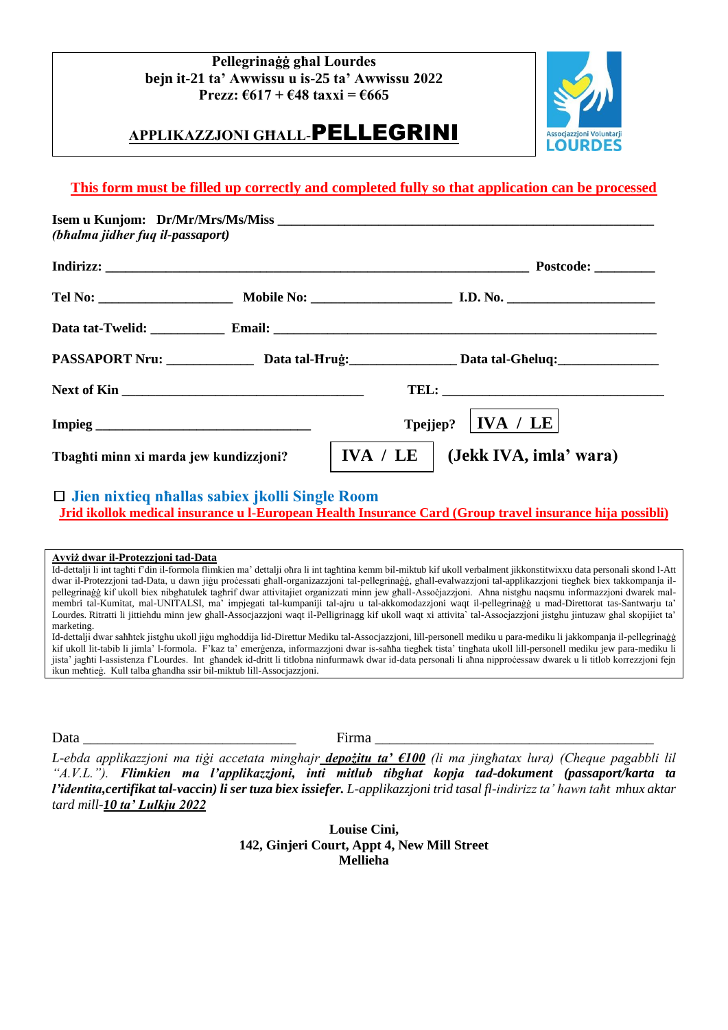**Pellegrinaġġ għal Lourdes**
**bejn it-21 ta' Awwissu u is-25 ta' Awwissu 2022**
**Prezz: €617 + €48 taxxi = €665**

## APPLIKAZZJONI GĦALL-PELLEGRINI

Assocjazzjoni Voluntarji LOURDES

**This form must be filled up correctly and completed fully so that application can be processed**

**Isem u Kunjom: Dr/Mr/Mrs/Ms/Miss** ________________________________________________
***(bħalma jidher fuq il-passaport)***

**Indirizz:** ________________________________________________ **Postcode:** ________

**Tel No:** __________________ **Mobile No:** __________________ **I.D. No.** __________________

**Data tat-Twelid:** __________ **Email:** ________________________________________________

**PASSAPORT Nru:** ____________ **Data tal-Ħruġ:**______________ **Data tal-Għeluq:**______________

**Next of Kin** ________________________________ **TEL:** ______________________________

**Impieg** ____________________________ **Tpejjep?** **IVA / LE**

**Tbagħti minn xi marda jew kundizzjoni?** **IVA / LE** **(Jekk IVA, imla' wara)**

☐ **Jien nixtieq nħallas sabiex jkolli Single Room**

**Jrid ikollok medical insurance u l-European Health Insurance Card (Group travel insurance hija possibli)**

**Avviż dwar il-Protezzjoni tad-Data**

Id-dettalji li int tagħti f'din il-formola flimkien ma' dettalji oħra li int tagħtina kemm bil-miktub kif ukoll verbalment jikkonstitwixxu data personali skond l-Att dwar il-Protezzjoni tad-Data, u dawn jiġu proċessati għall-organizazzjoni tal-pellegrinaġġ, għall-evalwazzjoni tal-applikazzjoni tiegħek biex takkompanja il-pellegrinaġġ kif ukoll biex nibgħatulek tagħrif dwar attivitajiet organizzati minn jew għall-Assoċjazzjoni. Aħna nistgħu naqsmu informazzjoni dwarek mal-membri tal-Kumitat, mal-UNITALSI, ma' impjegati tal-kumpaniji tal-ajru u tal-akkomodazzjoni waqt il-pellegrinaġġ u mad-Direttorat tas-Santwarju ta' Lourdes. Ritratti li jittiehdu minn jew għall-Assocjazzjoni waqt il-Pelligrinagg kif ukoll waqt xi attivita` tal-Assocjazzjoni jistgħu jintuzaw ghal skopijiet ta' marketing.

Id-dettalji dwar saħħtek jistgħu ukoll jiġu mgħoddija lid-Direttur Mediku tal-Assocjazzjoni, lill-personell mediku u para-mediku li jakkompanja il-pellegrinaġġ kif ukoll lit-tabib li jimla' l-formola. F'kaz ta' emerġenza, informazzjoni dwar is-saħħa tiegħek tista' tingħata ukoll lill-personell mediku jew para-mediku li jista' jagħti l-assistenza f'Lourdes. Int għandek id-dritt li titlobna ninfurmawk dwar id-data personali li aħna nipproċessaw dwarek u li titlob korrezzjoni fejn ikun meħtieġ. Kull talba għandha ssir bil-miktub lill-Assocjazzjoni.

Data ____________________________ Firma ________________________________________

*L-ebda applikazzjoni ma tiġi accetata minghajr **<u>depożitu ta' €100</u>** (li ma jingħatax lura) (Cheque pagabbli lil "A.V.L."). **Flimkien ma l'applikazzjoni, inti mitlub tibgħat kopja tad-dokument (passaport/karta ta l'identita,certifikat tal-vaccin) li ser tuza biex issiefer.** L-applikazzjoni trid tasal fl-indirizz ta' hawn taħt mhux aktar tard mill-**<u>10 ta' Lulkju 2022</u>***

**Louise Cini,**
**142, Ginjeri Court, Appt 4, New Mill Street**
**Mellieha**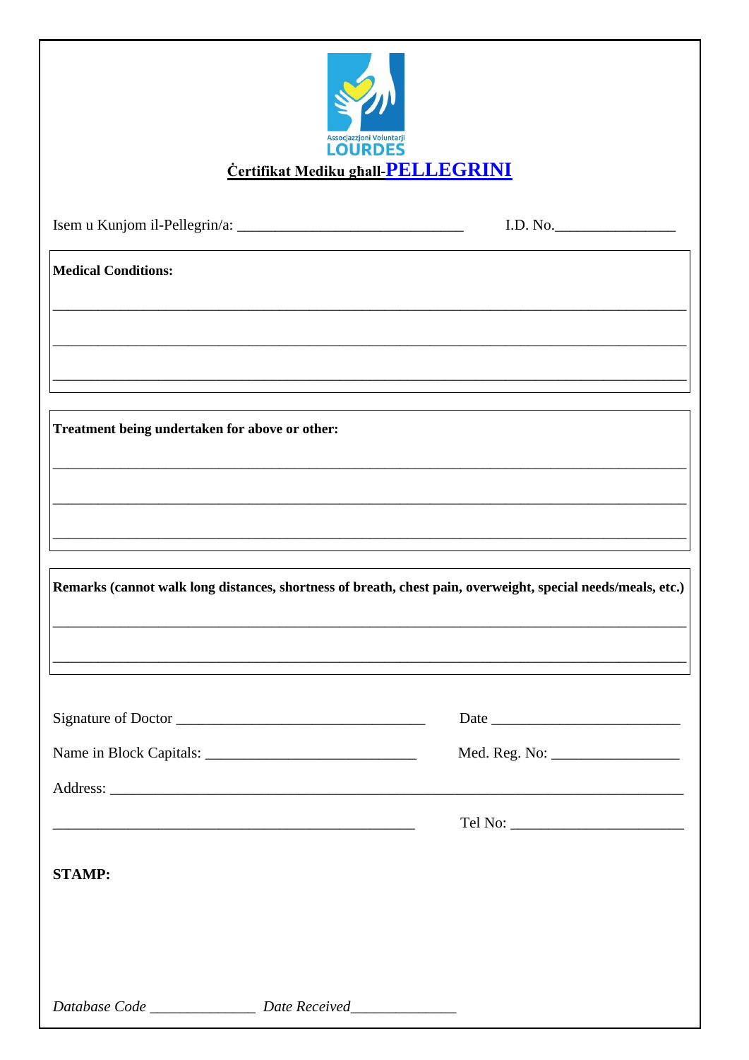Assocjazzjoni Voluntarji
LOURDES

# Ċertifikat Mediku għall-PELLEGRINI

Isem u Kunjom il-Pellegrin/a: ______________________________ I.D. No.________________

**Medical Conditions:**

________________________________________________________________________________

________________________________________________________________________________

________________________________________________________________________________

**Treatment being undertaken for above or other:**

________________________________________________________________________________

________________________________________________________________________________

________________________________________________________________________________

**Remarks (cannot walk long distances, shortness of breath, chest pain, overweight, special needs/meals, etc.)**

________________________________________________________________________________

________________________________________________________________________________

Signature of Doctor _________________________________ Date _________________________

Name in Block Capitals: ____________________________ Med. Reg. No: _________________

Address: ___________________________________________________________________________

_________________________________________________ Tel No: _______________________

**STAMP:**

*Database Code* ______________ *Date Received*______________